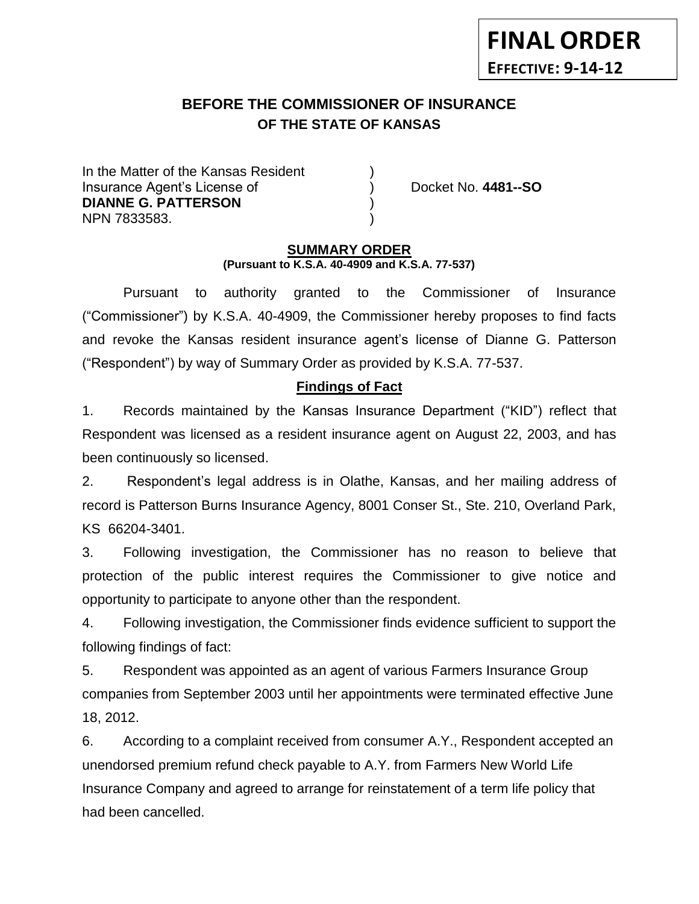**FINAL ORDER**
**EFFECTIVE: 9-14-12**

# BEFORE THE COMMISSIONER OF INSURANCE
## OF THE STATE OF KANSAS

In the Matter of the Kansas Resident )
Insurance Agent's License of ) Docket No. **4481--SO**
**DIANNE G. PATTERSON** )
NPN 7833583. )

**SUMMARY ORDER**
**(Pursuant to K.S.A. 40-4909 and K.S.A. 77-537)**

Pursuant to authority granted to the Commissioner of Insurance ("Commissioner") by K.S.A. 40-4909, the Commissioner hereby proposes to find facts and revoke the Kansas resident insurance agent's license of Dianne G. Patterson ("Respondent") by way of Summary Order as provided by K.S.A. 77-537.

**Findings of Fact**

1. Records maintained by the Kansas Insurance Department ("KID") reflect that Respondent was licensed as a resident insurance agent on August 22, 2003, and has been continuously so licensed.

2. Respondent's legal address is in Olathe, Kansas, and her mailing address of record is Patterson Burns Insurance Agency, 8001 Conser St., Ste. 210, Overland Park, KS 66204-3401.

3. Following investigation, the Commissioner has no reason to believe that protection of the public interest requires the Commissioner to give notice and opportunity to participate to anyone other than the respondent.

4. Following investigation, the Commissioner finds evidence sufficient to support the following findings of fact:

5. Respondent was appointed as an agent of various Farmers Insurance Group companies from September 2003 until her appointments were terminated effective June 18, 2012.

6. According to a complaint received from consumer A.Y., Respondent accepted an unendorsed premium refund check payable to A.Y. from Farmers New World Life Insurance Company and agreed to arrange for reinstatement of a term life policy that had been cancelled.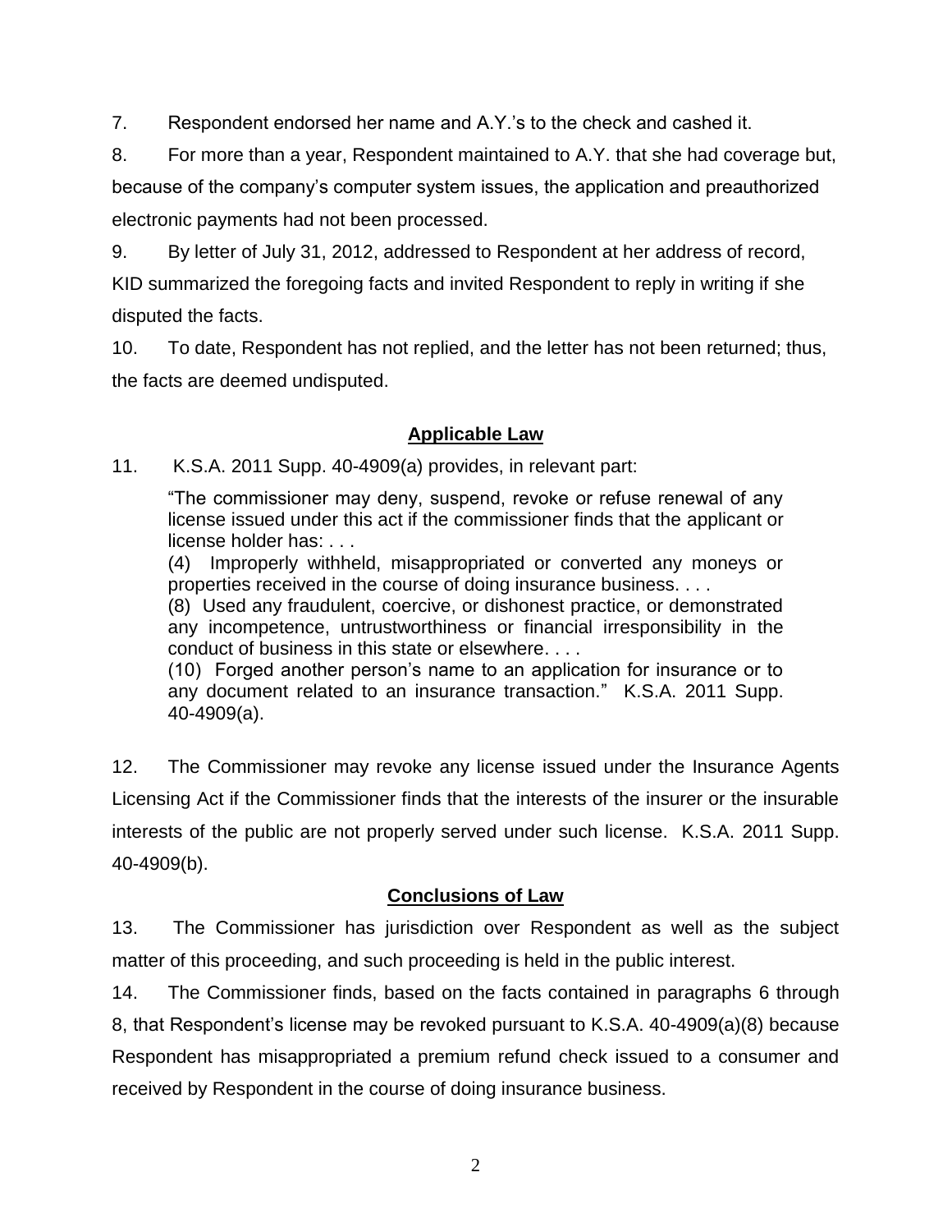7. Respondent endorsed her name and A.Y.'s to the check and cashed it.

8. For more than a year, Respondent maintained to A.Y. that she had coverage but, because of the company's computer system issues, the application and preauthorized electronic payments had not been processed.

9. By letter of July 31, 2012, addressed to Respondent at her address of record, KID summarized the foregoing facts and invited Respondent to reply in writing if she disputed the facts.

10. To date, Respondent has not replied, and the letter has not been returned; thus, the facts are deemed undisputed.

## Applicable Law

11. K.S.A. 2011 Supp. 40-4909(a) provides, in relevant part:

> "The commissioner may deny, suspend, revoke or refuse renewal of any license issued under this act if the commissioner finds that the applicant or license holder has: . . .
>
> (4) Improperly withheld, misappropriated or converted any moneys or properties received in the course of doing insurance business. . . .
>
> (8) Used any fraudulent, coercive, or dishonest practice, or demonstrated any incompetence, untrustworthiness or financial irresponsibility in the conduct of business in this state or elsewhere. . . .
>
> (10) Forged another person's name to an application for insurance or to any document related to an insurance transaction." K.S.A. 2011 Supp. 40-4909(a).

12. The Commissioner may revoke any license issued under the Insurance Agents Licensing Act if the Commissioner finds that the interests of the insurer or the insurable interests of the public are not properly served under such license. K.S.A. 2011 Supp. 40-4909(b).

## Conclusions of Law

13. The Commissioner has jurisdiction over Respondent as well as the subject matter of this proceeding, and such proceeding is held in the public interest.

14. The Commissioner finds, based on the facts contained in paragraphs 6 through 8, that Respondent's license may be revoked pursuant to K.S.A. 40-4909(a)(8) because Respondent has misappropriated a premium refund check issued to a consumer and received by Respondent in the course of doing insurance business.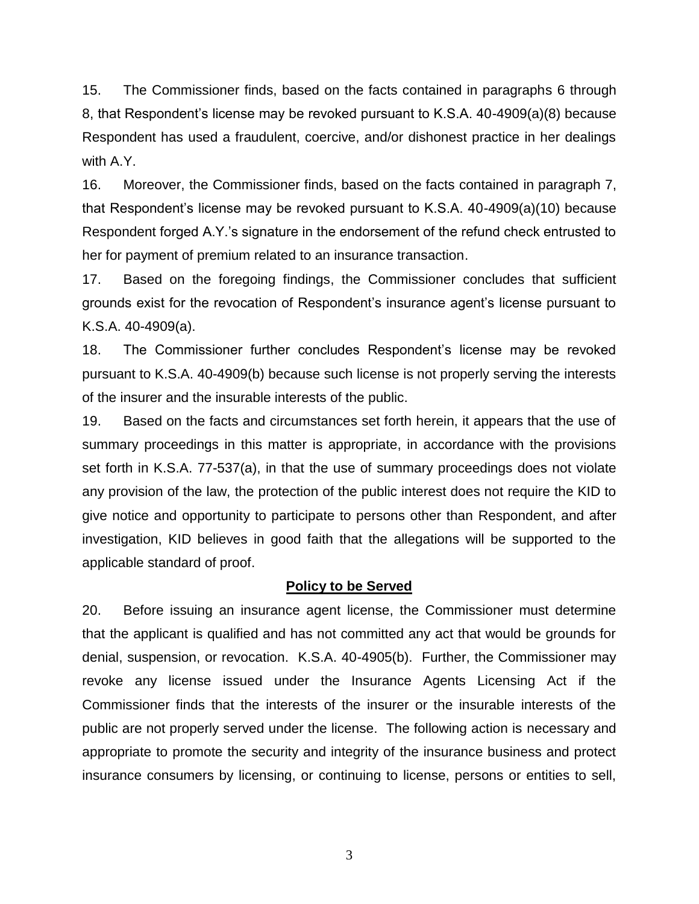15. The Commissioner finds, based on the facts contained in paragraphs 6 through 8, that Respondent's license may be revoked pursuant to K.S.A. 40-4909(a)(8) because Respondent has used a fraudulent, coercive, and/or dishonest practice in her dealings with A.Y.

16. Moreover, the Commissioner finds, based on the facts contained in paragraph 7, that Respondent's license may be revoked pursuant to K.S.A. 40-4909(a)(10) because Respondent forged A.Y.'s signature in the endorsement of the refund check entrusted to her for payment of premium related to an insurance transaction.

17. Based on the foregoing findings, the Commissioner concludes that sufficient grounds exist for the revocation of Respondent's insurance agent's license pursuant to K.S.A. 40-4909(a).

18. The Commissioner further concludes Respondent's license may be revoked pursuant to K.S.A. 40-4909(b) because such license is not properly serving the interests of the insurer and the insurable interests of the public.

19. Based on the facts and circumstances set forth herein, it appears that the use of summary proceedings in this matter is appropriate, in accordance with the provisions set forth in K.S.A. 77-537(a), in that the use of summary proceedings does not violate any provision of the law, the protection of the public interest does not require the KID to give notice and opportunity to participate to persons other than Respondent, and after investigation, KID believes in good faith that the allegations will be supported to the applicable standard of proof.

## Policy to be Served

20. Before issuing an insurance agent license, the Commissioner must determine that the applicant is qualified and has not committed any act that would be grounds for denial, suspension, or revocation. K.S.A. 40-4905(b). Further, the Commissioner may revoke any license issued under the Insurance Agents Licensing Act if the Commissioner finds that the interests of the insurer or the insurable interests of the public are not properly served under the license. The following action is necessary and appropriate to promote the security and integrity of the insurance business and protect insurance consumers by licensing, or continuing to license, persons or entities to sell,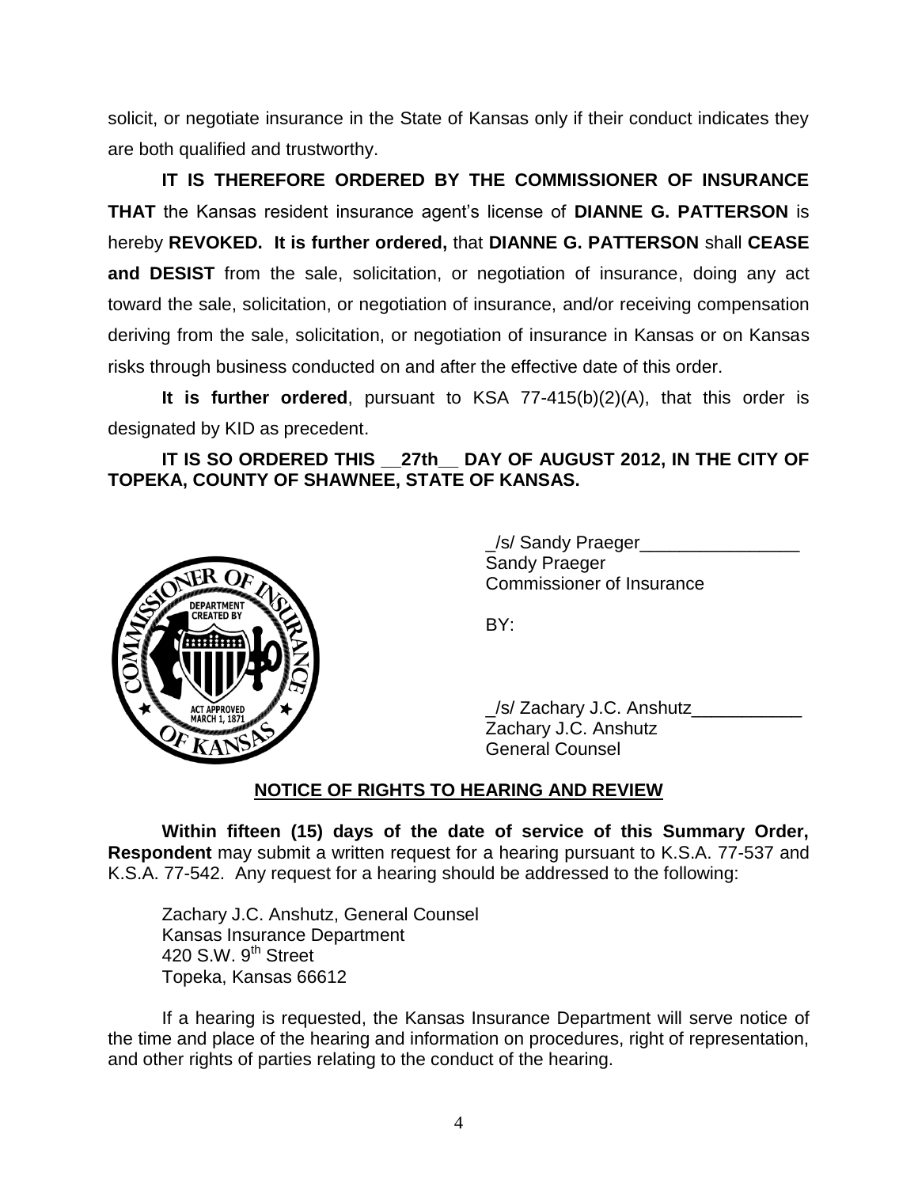solicit, or negotiate insurance in the State of Kansas only if their conduct indicates they are both qualified and trustworthy.

**IT IS THEREFORE ORDERED BY THE COMMISSIONER OF INSURANCE THAT** the Kansas resident insurance agent's license of **DIANNE G. PATTERSON** is hereby **REVOKED. It is further ordered,** that **DIANNE G. PATTERSON** shall **CEASE and DESIST** from the sale, solicitation, or negotiation of insurance, doing any act toward the sale, solicitation, or negotiation of insurance, and/or receiving compensation deriving from the sale, solicitation, or negotiation of insurance in Kansas or on Kansas risks through business conducted on and after the effective date of this order.

**It is further ordered**, pursuant to KSA 77-415(b)(2)(A), that this order is designated by KID as precedent.

**IT IS SO ORDERED THIS __27th__ DAY OF AUGUST 2012, IN THE CITY OF TOPEKA, COUNTY OF SHAWNEE, STATE OF KANSAS.**

_/s/ Sandy Praeger________________
Sandy Praeger
Commissioner of Insurance

BY:

_/s/ Zachary J.C. Anshutz___________
Zachary J.C. Anshutz
General Counsel

**NOTICE OF RIGHTS TO HEARING AND REVIEW**

**Within fifteen (15) days of the date of service of this Summary Order, Respondent** may submit a written request for a hearing pursuant to K.S.A. 77-537 and K.S.A. 77-542. Any request for a hearing should be addressed to the following:

Zachary J.C. Anshutz, General Counsel
Kansas Insurance Department
420 S.W. 9th Street
Topeka, Kansas 66612

If a hearing is requested, the Kansas Insurance Department will serve notice of the time and place of the hearing and information on procedures, right of representation, and other rights of parties relating to the conduct of the hearing.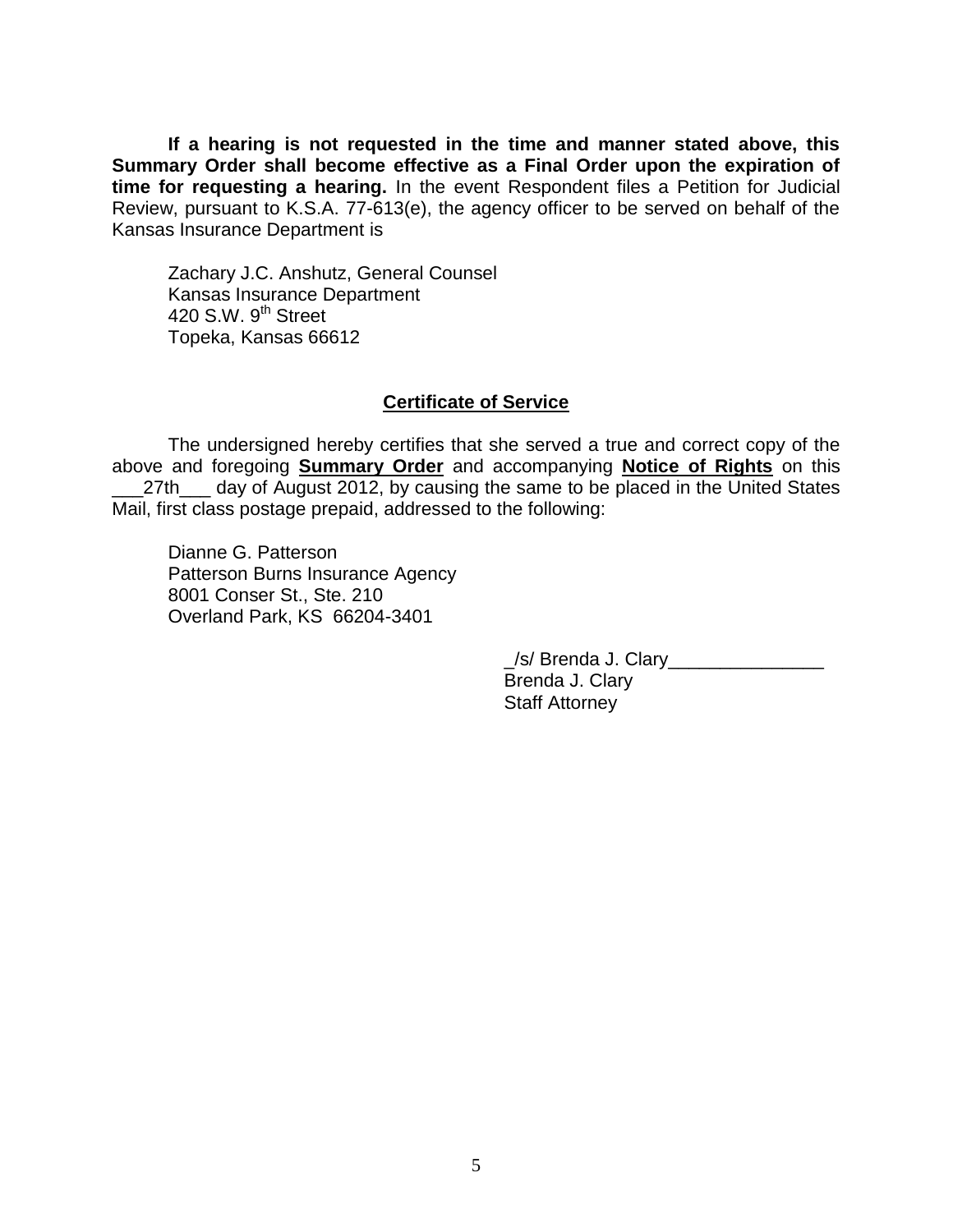**If a hearing is not requested in the time and manner stated above, this Summary Order shall become effective as a Final Order upon the expiration of time for requesting a hearing.** In the event Respondent files a Petition for Judicial Review, pursuant to K.S.A. 77-613(e), the agency officer to be served on behalf of the Kansas Insurance Department is

Zachary J.C. Anshutz, General Counsel
Kansas Insurance Department
420 S.W. 9th Street
Topeka, Kansas 66612

## Certificate of Service

The undersigned hereby certifies that she served a true and correct copy of the above and foregoing **Summary Order** and accompanying **Notice of Rights** on this ___27th___ day of August 2012, by causing the same to be placed in the United States Mail, first class postage prepaid, addressed to the following:

Dianne G. Patterson
Patterson Burns Insurance Agency
8001 Conser St., Ste. 210
Overland Park, KS 66204-3401

_/s/ Brenda J. Clary_______________
Brenda J. Clary
Staff Attorney